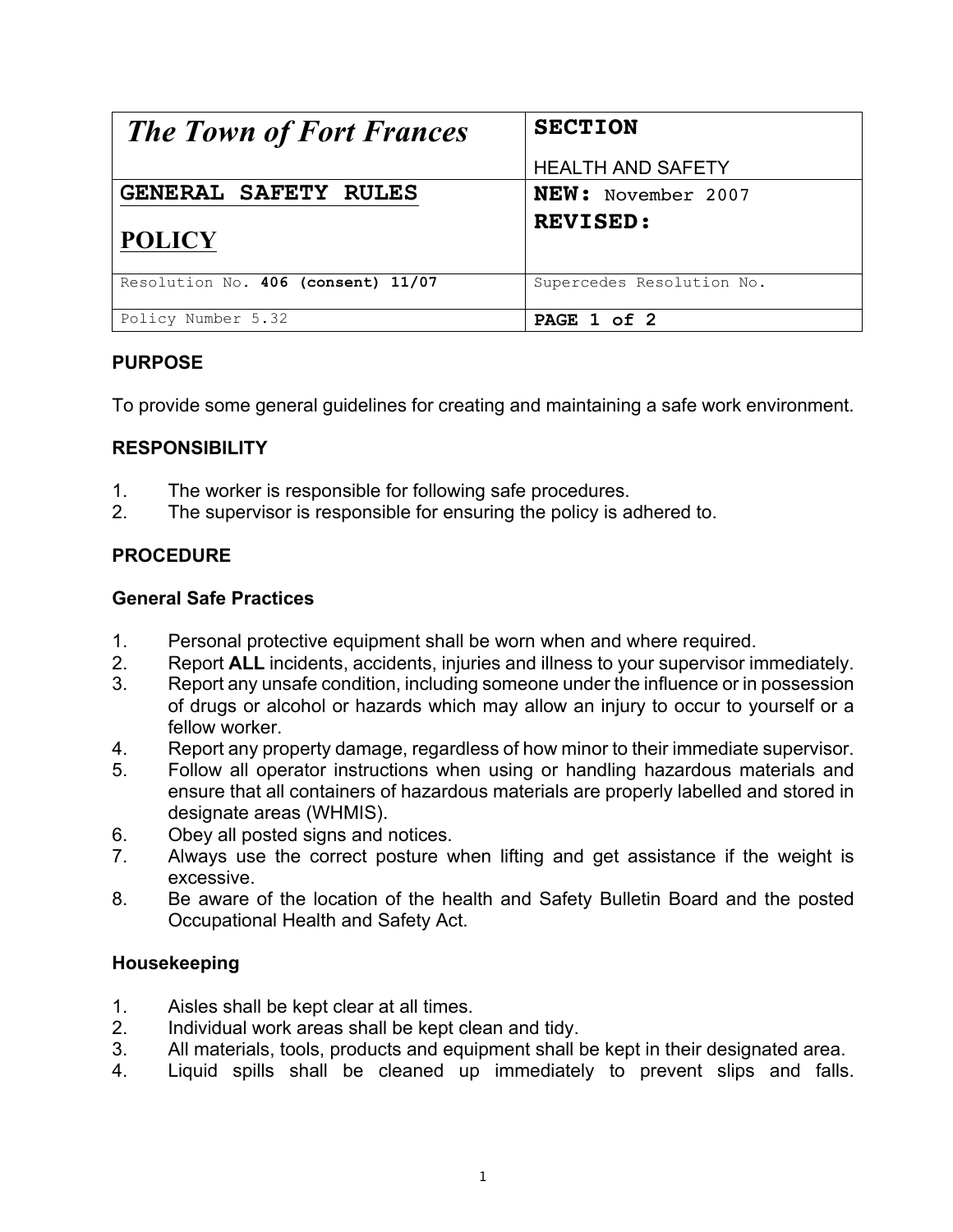| *The Town of Fort Frances* | **SECTION**<br>HEALTH AND SAFETY |
|---|---|
| **GENERAL SAFETY RULES**<br>**POLICY** | **NEW:** November 2007<br>**REVISED:** |
| Resolution No. **406 (consent) 11/07** | Supercedes Resolution No. |
| Policy Number 5.32 | **PAGE 1 of 2** |

**PURPOSE**

To provide some general guidelines for creating and maintaining a safe work environment.

**RESPONSIBILITY**

1. The worker is responsible for following safe procedures.
2. The supervisor is responsible for ensuring the policy is adhered to.

**PROCEDURE**

**General Safe Practices**

1. Personal protective equipment shall be worn when and where required.
2. Report **ALL** incidents, accidents, injuries and illness to your supervisor immediately.
3. Report any unsafe condition, including someone under the influence or in possession of drugs or alcohol or hazards which may allow an injury to occur to yourself or a fellow worker.
4. Report any property damage, regardless of how minor to their immediate supervisor.
5. Follow all operator instructions when using or handling hazardous materials and ensure that all containers of hazardous materials are properly labelled and stored in designate areas (WHMIS).
6. Obey all posted signs and notices.
7. Always use the correct posture when lifting and get assistance if the weight is excessive.
8. Be aware of the location of the health and Safety Bulletin Board and the posted Occupational Health and Safety Act.

**Housekeeping**

1. Aisles shall be kept clear at all times.
2. Individual work areas shall be kept clean and tidy.
3. All materials, tools, products and equipment shall be kept in their designated area.
4. Liquid spills shall be cleaned up immediately to prevent slips and falls.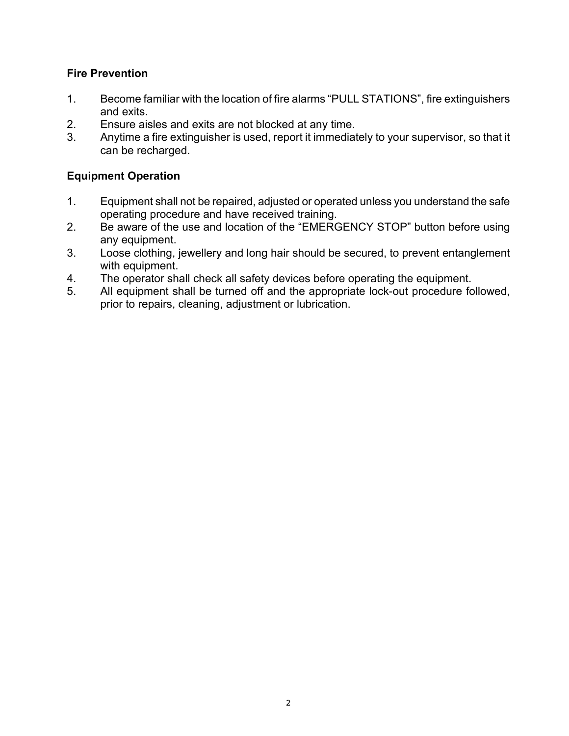## Fire Prevention

1. Become familiar with the location of fire alarms “PULL STATIONS”, fire extinguishers and exits.
2. Ensure aisles and exits are not blocked at any time.
3. Anytime a fire extinguisher is used, report it immediately to your supervisor, so that it can be recharged.

## Equipment Operation

1. Equipment shall not be repaired, adjusted or operated unless you understand the safe operating procedure and have received training.
2. Be aware of the use and location of the “EMERGENCY STOP” button before using any equipment.
3. Loose clothing, jewellery and long hair should be secured, to prevent entanglement with equipment.
4. The operator shall check all safety devices before operating the equipment.
5. All equipment shall be turned off and the appropriate lock-out procedure followed, prior to repairs, cleaning, adjustment or lubrication.